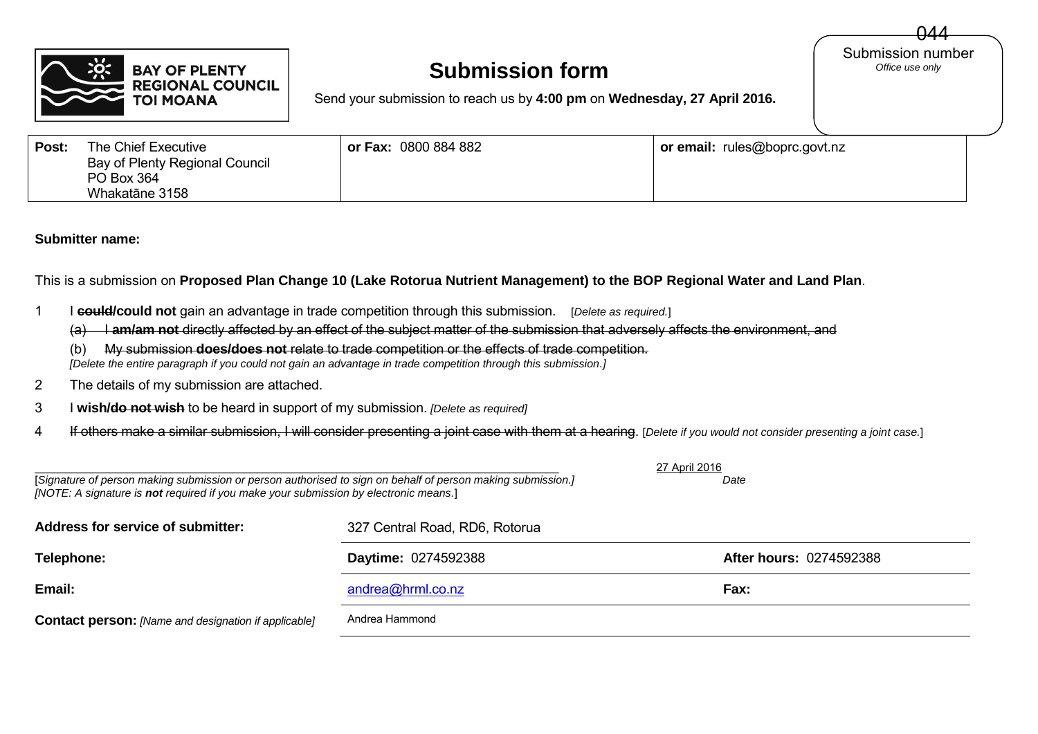BAY OF PLENTY REGIONAL COUNCIL TOI MOANA

# Submission form

Send your submission to reach us by **4:00 pm** on **Wednesday, 27 April 2016.**

044
Submission number
*Office use only*

| **Post:** The Chief Executive Bay of Plenty Regional Council PO Box 364 Whakatāne 3158 | **or Fax:** 0800 884 882 | **or email:** rules@boprc.govt.nz |
|---|---|---|

**Submitter name:**

This is a submission on **Proposed Plan Change 10 (Lake Rotorua Nutrient Management) to the BOP Regional Water and Land Plan**.

1 I ~~**could**~~**/could not** gain an advantage in trade competition through this submission. [*Delete as required.*]

(a) ~~I **am/am not** directly affected by an effect of the subject matter of the submission that adversely affects the environment, and~~

(b) ~~My submission **does/does not** relate to trade competition or the effects of trade competition.~~

*[Delete the entire paragraph if you could not gain an advantage in trade competition through this submission.]*

2 The details of my submission are attached.

3 I **wish/**~~**do not wish**~~ to be heard in support of my submission. *[Delete as required]*

4 ~~If others make a similar submission, I will consider presenting a joint case with them at a hearing~~. [*Delete if you would not consider presenting a joint case.*]

_______________________________________________ 27 April 2016

[*Signature of person making submission or person authorised to sign on behalf of person making submission.]* *Date*

*[NOTE: A signature is **not** required if you make your submission by electronic means.*]

| | | |
|---|---|---|
| **Address for service of submitter:** | 327 Central Road, RD6, Rotorua | |
| **Telephone:** | **Daytime:** 0274592388 | **After hours:** 0274592388 |
| **Email:** | andrea@hrml.co.nz | **Fax:** |
| **Contact person:** *[Name and designation if applicable]* | Andrea Hammond | |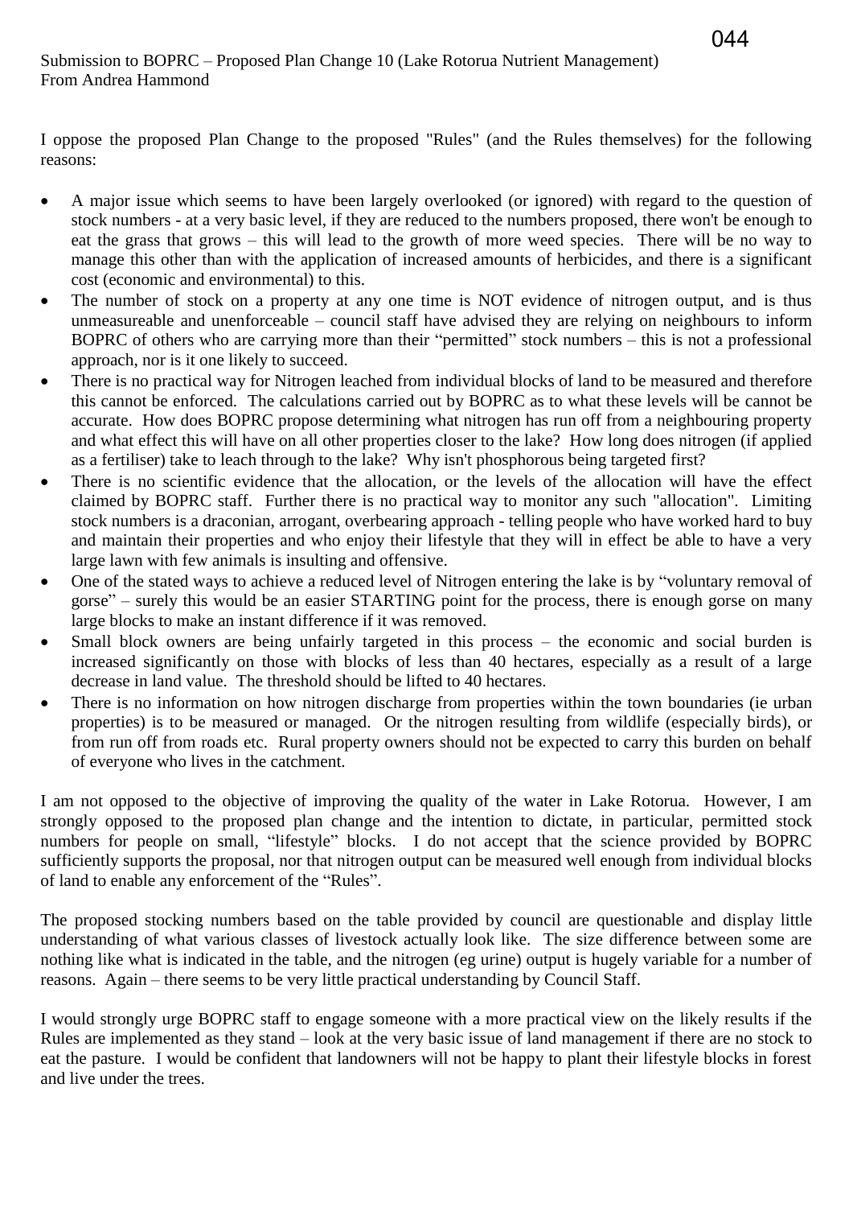Submission to BOPRC – Proposed Plan Change 10 (Lake Rotorua Nutrient Management)
From Andrea Hammond

I oppose the proposed Plan Change to the proposed "Rules" (and the Rules themselves) for the following reasons:

- A major issue which seems to have been largely overlooked (or ignored) with regard to the question of stock numbers - at a very basic level, if they are reduced to the numbers proposed, there won't be enough to eat the grass that grows – this will lead to the growth of more weed species. There will be no way to manage this other than with the application of increased amounts of herbicides, and there is a significant cost (economic and environmental) to this.
- The number of stock on a property at any one time is NOT evidence of nitrogen output, and is thus unmeasureable and unenforceable – council staff have advised they are relying on neighbours to inform BOPRC of others who are carrying more than their "permitted" stock numbers – this is not a professional approach, nor is it one likely to succeed.
- There is no practical way for Nitrogen leached from individual blocks of land to be measured and therefore this cannot be enforced. The calculations carried out by BOPRC as to what these levels will be cannot be accurate. How does BOPRC propose determining what nitrogen has run off from a neighbouring property and what effect this will have on all other properties closer to the lake? How long does nitrogen (if applied as a fertiliser) take to leach through to the lake? Why isn't phosphorous being targeted first?
- There is no scientific evidence that the allocation, or the levels of the allocation will have the effect claimed by BOPRC staff. Further there is no practical way to monitor any such "allocation". Limiting stock numbers is a draconian, arrogant, overbearing approach - telling people who have worked hard to buy and maintain their properties and who enjoy their lifestyle that they will in effect be able to have a very large lawn with few animals is insulting and offensive.
- One of the stated ways to achieve a reduced level of Nitrogen entering the lake is by "voluntary removal of gorse" – surely this would be an easier STARTING point for the process, there is enough gorse on many large blocks to make an instant difference if it was removed.
- Small block owners are being unfairly targeted in this process – the economic and social burden is increased significantly on those with blocks of less than 40 hectares, especially as a result of a large decrease in land value. The threshold should be lifted to 40 hectares.
- There is no information on how nitrogen discharge from properties within the town boundaries (ie urban properties) is to be measured or managed. Or the nitrogen resulting from wildlife (especially birds), or from run off from roads etc. Rural property owners should not be expected to carry this burden on behalf of everyone who lives in the catchment.

I am not opposed to the objective of improving the quality of the water in Lake Rotorua. However, I am strongly opposed to the proposed plan change and the intention to dictate, in particular, permitted stock numbers for people on small, "lifestyle" blocks. I do not accept that the science provided by BOPRC sufficiently supports the proposal, nor that nitrogen output can be measured well enough from individual blocks of land to enable any enforcement of the "Rules".

The proposed stocking numbers based on the table provided by council are questionable and display little understanding of what various classes of livestock actually look like. The size difference between some are nothing like what is indicated in the table, and the nitrogen (eg urine) output is hugely variable for a number of reasons. Again – there seems to be very little practical understanding by Council Staff.

I would strongly urge BOPRC staff to engage someone with a more practical view on the likely results if the Rules are implemented as they stand – look at the very basic issue of land management if there are no stock to eat the pasture. I would be confident that landowners will not be happy to plant their lifestyle blocks in forest and live under the trees.